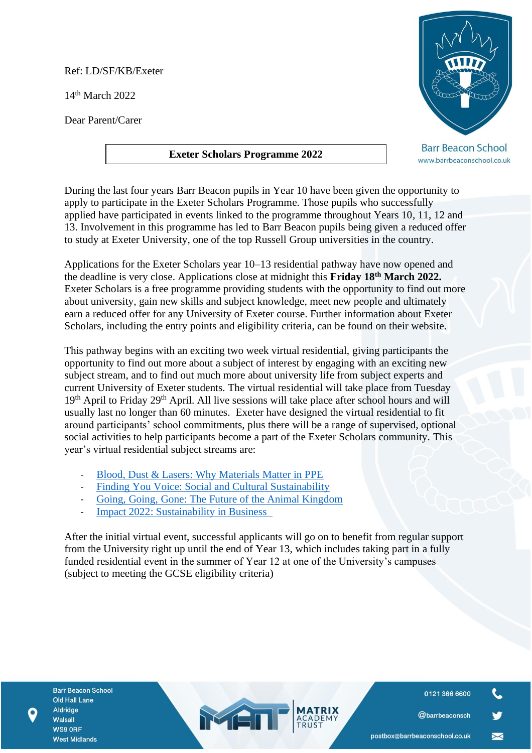Ref: LD/SF/KB/Exeter

14th March 2022

Dear Parent/Carer

**Exeter Scholars Programme 2022**

During the last four years Barr Beacon pupils in Year 10 have been given the opportunity to apply to participate in the Exeter Scholars Programme. Those pupils who successfully applied have participated in events linked to the programme throughout Years 10, 11, 12 and 13. Involvement in this programme has led to Barr Beacon pupils being given a reduced offer to study at Exeter University, one of the top Russell Group universities in the country.

Applications for the Exeter Scholars year 10–13 residential pathway have now opened and the deadline is very close. Applications close at midnight this **Friday 18th March 2022.** Exeter Scholars is a free programme providing students with the opportunity to find out more about university, gain new skills and subject knowledge, meet new people and ultimately earn a reduced offer for any University of Exeter course. Further information about Exeter Scholars, including the entry points and eligibility criteria, can be found on their website.

This pathway begins with an exciting two week virtual residential, giving participants the opportunity to find out more about a subject of interest by engaging with an exciting new subject stream, and to find out much more about university life from subject experts and current University of Exeter students. The virtual residential will take place from Tuesday 19th April to Friday 29th April. All live sessions will take place after school hours and will usually last no longer than 60 minutes. Exeter have designed the virtual residential to fit around participants' school commitments, plus there will be a range of supervised, optional social activities to help participants become a part of the Exeter Scholars community. This year's virtual residential subject streams are:

- Blood, Dust & Lasers: Why Materials Matter in PPE
- Finding You Voice: Social and Cultural Sustainability
- Going, Going, Gone: The Future of the Animal Kingdom
- Impact 2022: Sustainability in Business

After the initial virtual event, successful applicants will go on to benefit from regular support from the University right up until the end of Year 13, which includes taking part in a fully funded residential event in the summer of Year 12 at one of the University's campuses (subject to meeting the GCSE eligibility criteria)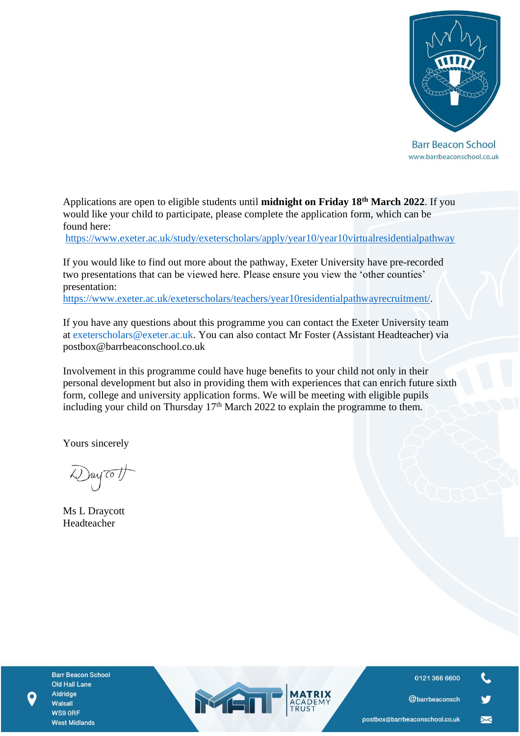Applications are open to eligible students until **midnight on Friday 18th March 2022**. If you would like your child to participate, please complete the application form, which can be found here:
https://www.exeter.ac.uk/study/exeterscholars/apply/year10/year10virtualresidentialpathway

If you would like to find out more about the pathway, Exeter University have pre-recorded two presentations that can be viewed here. Please ensure you view the 'other counties' presentation:
https://www.exeter.ac.uk/exeterscholars/teachers/year10residentialpathwayrecruitment/.

If you have any questions about this programme you can contact the Exeter University team at exeterscholars@exeter.ac.uk. You can also contact Mr Foster (Assistant Headteacher) via postbox@barrbeaconschool.co.uk

Involvement in this programme could have huge benefits to your child not only in their personal development but also in providing them with experiences that can enrich future sixth form, college and university application forms. We will be meeting with eligible pupils including your child on Thursday 17th March 2022 to explain the programme to them.

Yours sincerely

Ms L Draycott
Headteacher